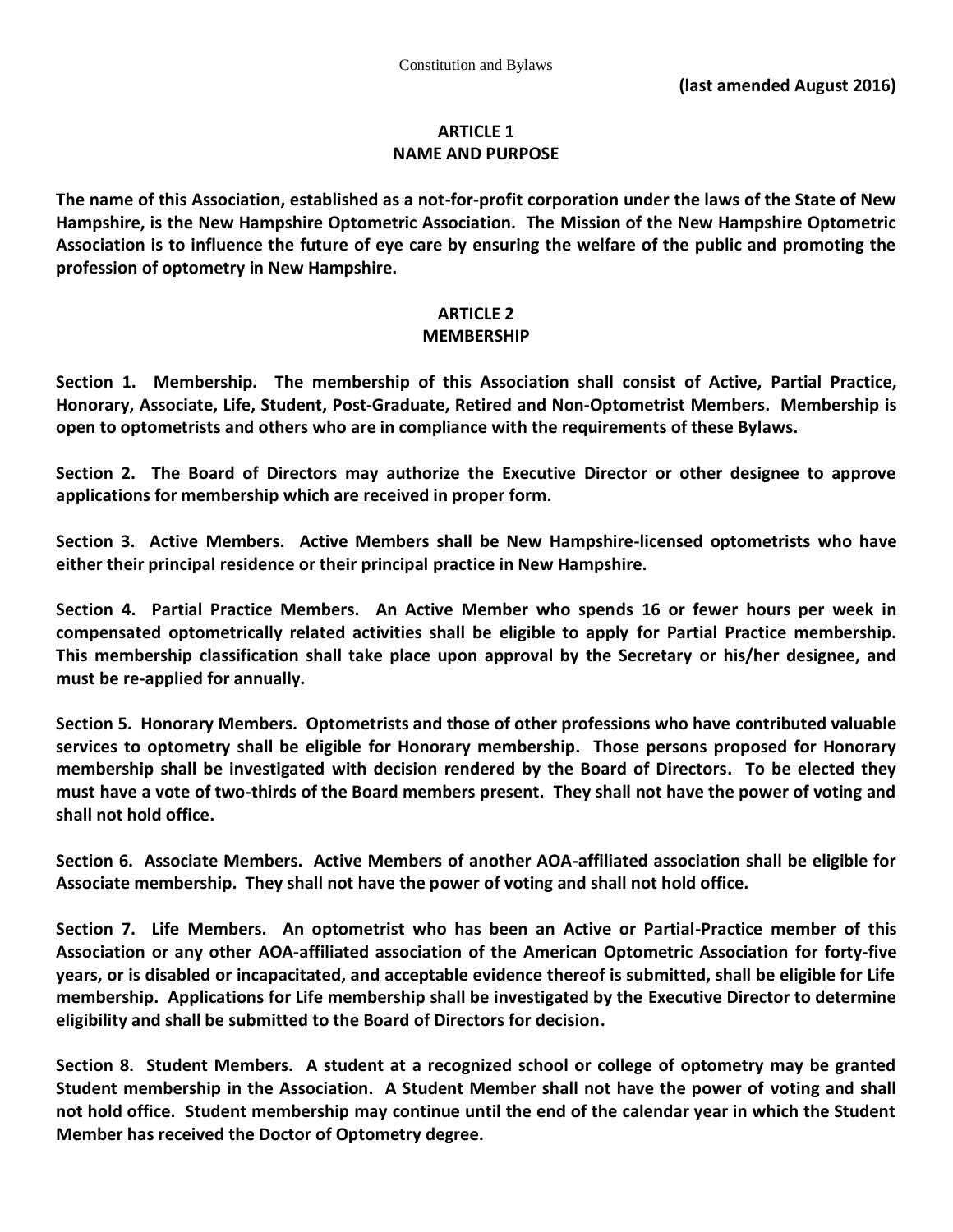Constitution and Bylaws

**(last amended August 2016)**

# ARTICLE 1
## NAME AND PURPOSE

**The name of this Association, established as a not-for-profit corporation under the laws of the State of New Hampshire, is the New Hampshire Optometric Association. The Mission of the New Hampshire Optometric Association is to influence the future of eye care by ensuring the welfare of the public and promoting the profession of optometry in New Hampshire.**

# ARTICLE 2
## MEMBERSHIP

**Section 1. Membership. The membership of this Association shall consist of Active, Partial Practice, Honorary, Associate, Life, Student, Post-Graduate, Retired and Non-Optometrist Members. Membership is open to optometrists and others who are in compliance with the requirements of these Bylaws.**

**Section 2. The Board of Directors may authorize the Executive Director or other designee to approve applications for membership which are received in proper form.**

**Section 3. Active Members. Active Members shall be New Hampshire-licensed optometrists who have either their principal residence or their principal practice in New Hampshire.**

**Section 4. Partial Practice Members. An Active Member who spends 16 or fewer hours per week in compensated optometrically related activities shall be eligible to apply for Partial Practice membership. This membership classification shall take place upon approval by the Secretary or his/her designee, and must be re-applied for annually.**

**Section 5. Honorary Members. Optometrists and those of other professions who have contributed valuable services to optometry shall be eligible for Honorary membership. Those persons proposed for Honorary membership shall be investigated with decision rendered by the Board of Directors. To be elected they must have a vote of two-thirds of the Board members present. They shall not have the power of voting and shall not hold office.**

**Section 6. Associate Members. Active Members of another AOA-affiliated association shall be eligible for Associate membership. They shall not have the power of voting and shall not hold office.**

**Section 7. Life Members. An optometrist who has been an Active or Partial-Practice member of this Association or any other AOA-affiliated association of the American Optometric Association for forty-five years, or is disabled or incapacitated, and acceptable evidence thereof is submitted, shall be eligible for Life membership. Applications for Life membership shall be investigated by the Executive Director to determine eligibility and shall be submitted to the Board of Directors for decision.**

**Section 8. Student Members. A student at a recognized school or college of optometry may be granted Student membership in the Association. A Student Member shall not have the power of voting and shall not hold office. Student membership may continue until the end of the calendar year in which the Student Member has received the Doctor of Optometry degree.**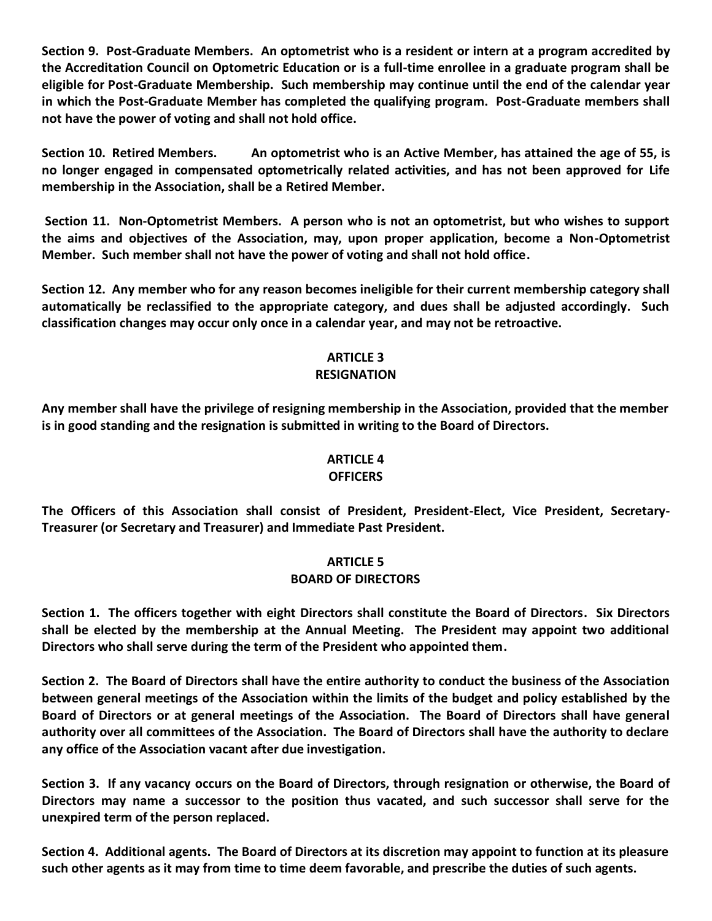**Section 9. Post-Graduate Members. An optometrist who is a resident or intern at a program accredited by the Accreditation Council on Optometric Education or is a full-time enrollee in a graduate program shall be eligible for Post-Graduate Membership. Such membership may continue until the end of the calendar year in which the Post-Graduate Member has completed the qualifying program. Post-Graduate members shall not have the power of voting and shall not hold office.**

**Section 10. Retired Members. An optometrist who is an Active Member, has attained the age of 55, is no longer engaged in compensated optometrically related activities, and has not been approved for Life membership in the Association, shall be a Retired Member.**

**Section 11. Non-Optometrist Members. A person who is not an optometrist, but who wishes to support the aims and objectives of the Association, may, upon proper application, become a Non-Optometrist Member. Such member shall not have the power of voting and shall not hold office.**

**Section 12. Any member who for any reason becomes ineligible for their current membership category shall automatically be reclassified to the appropriate category, and dues shall be adjusted accordingly. Such classification changes may occur only once in a calendar year, and may not be retroactive.**

## ARTICLE 3
## RESIGNATION

**Any member shall have the privilege of resigning membership in the Association, provided that the member is in good standing and the resignation is submitted in writing to the Board of Directors.**

## ARTICLE 4
## OFFICERS

**The Officers of this Association shall consist of President, President-Elect, Vice President, Secretary-Treasurer (or Secretary and Treasurer) and Immediate Past President.**

## ARTICLE 5
## BOARD OF DIRECTORS

**Section 1. The officers together with eight Directors shall constitute the Board of Directors. Six Directors shall be elected by the membership at the Annual Meeting. The President may appoint two additional Directors who shall serve during the term of the President who appointed them.**

**Section 2. The Board of Directors shall have the entire authority to conduct the business of the Association between general meetings of the Association within the limits of the budget and policy established by the Board of Directors or at general meetings of the Association. The Board of Directors shall have general authority over all committees of the Association. The Board of Directors shall have the authority to declare any office of the Association vacant after due investigation.**

**Section 3. If any vacancy occurs on the Board of Directors, through resignation or otherwise, the Board of Directors may name a successor to the position thus vacated, and such successor shall serve for the unexpired term of the person replaced.**

**Section 4. Additional agents. The Board of Directors at its discretion may appoint to function at its pleasure such other agents as it may from time to time deem favorable, and prescribe the duties of such agents.**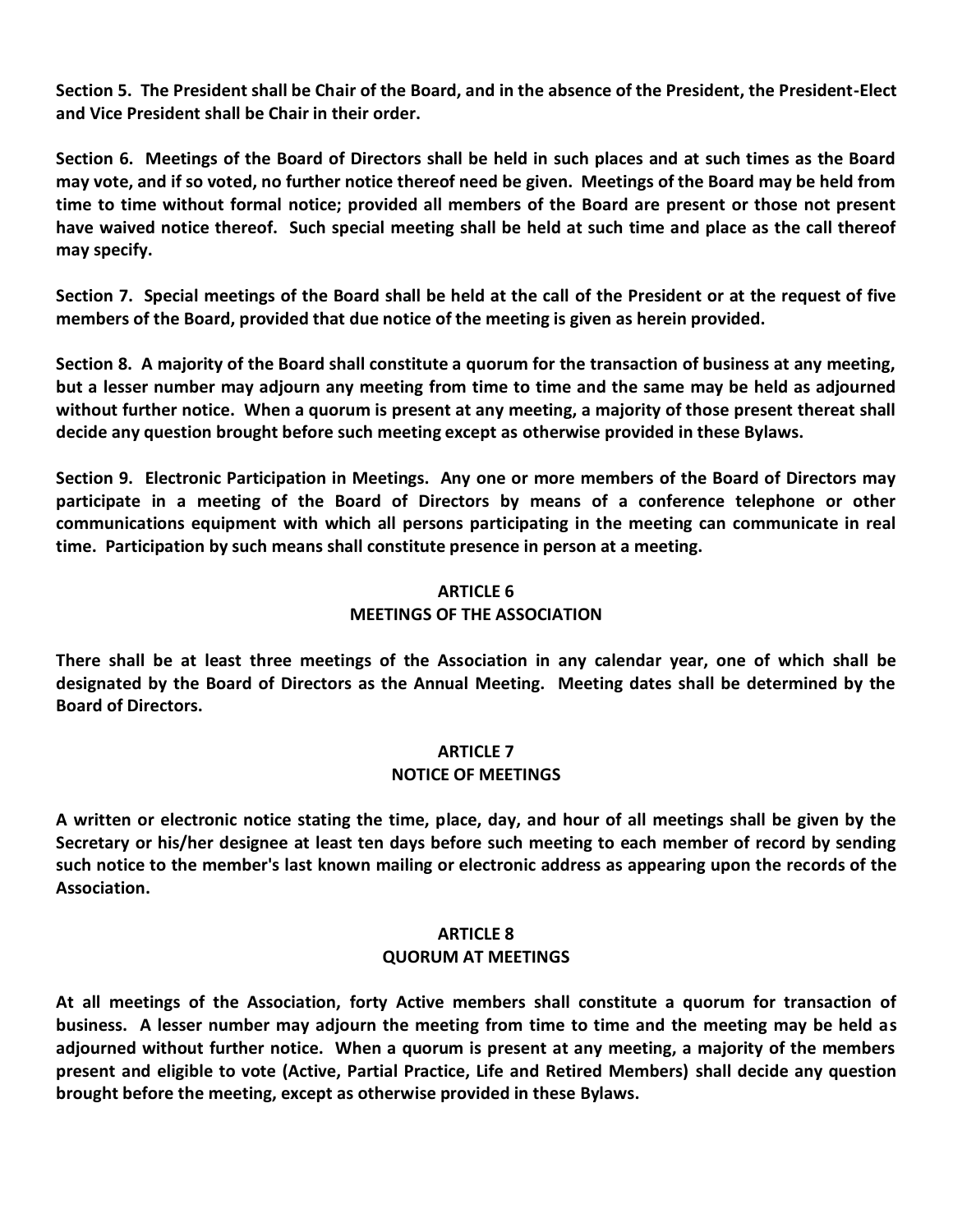**Section 5. The President shall be Chair of the Board, and in the absence of the President, the President-Elect and Vice President shall be Chair in their order.**

**Section 6. Meetings of the Board of Directors shall be held in such places and at such times as the Board may vote, and if so voted, no further notice thereof need be given. Meetings of the Board may be held from time to time without formal notice; provided all members of the Board are present or those not present have waived notice thereof. Such special meeting shall be held at such time and place as the call thereof may specify.**

**Section 7. Special meetings of the Board shall be held at the call of the President or at the request of five members of the Board, provided that due notice of the meeting is given as herein provided.**

**Section 8. A majority of the Board shall constitute a quorum for the transaction of business at any meeting, but a lesser number may adjourn any meeting from time to time and the same may be held as adjourned without further notice. When a quorum is present at any meeting, a majority of those present thereat shall decide any question brought before such meeting except as otherwise provided in these Bylaws.**

**Section 9. Electronic Participation in Meetings. Any one or more members of the Board of Directors may participate in a meeting of the Board of Directors by means of a conference telephone or other communications equipment with which all persons participating in the meeting can communicate in real time. Participation by such means shall constitute presence in person at a meeting.**

## ARTICLE 6
## MEETINGS OF THE ASSOCIATION

**There shall be at least three meetings of the Association in any calendar year, one of which shall be designated by the Board of Directors as the Annual Meeting. Meeting dates shall be determined by the Board of Directors.**

## ARTICLE 7
## NOTICE OF MEETINGS

**A written or electronic notice stating the time, place, day, and hour of all meetings shall be given by the Secretary or his/her designee at least ten days before such meeting to each member of record by sending such notice to the member's last known mailing or electronic address as appearing upon the records of the Association.**

## ARTICLE 8
## QUORUM AT MEETINGS

**At all meetings of the Association, forty Active members shall constitute a quorum for transaction of business. A lesser number may adjourn the meeting from time to time and the meeting may be held as adjourned without further notice. When a quorum is present at any meeting, a majority of the members present and eligible to vote (Active, Partial Practice, Life and Retired Members) shall decide any question brought before the meeting, except as otherwise provided in these Bylaws.**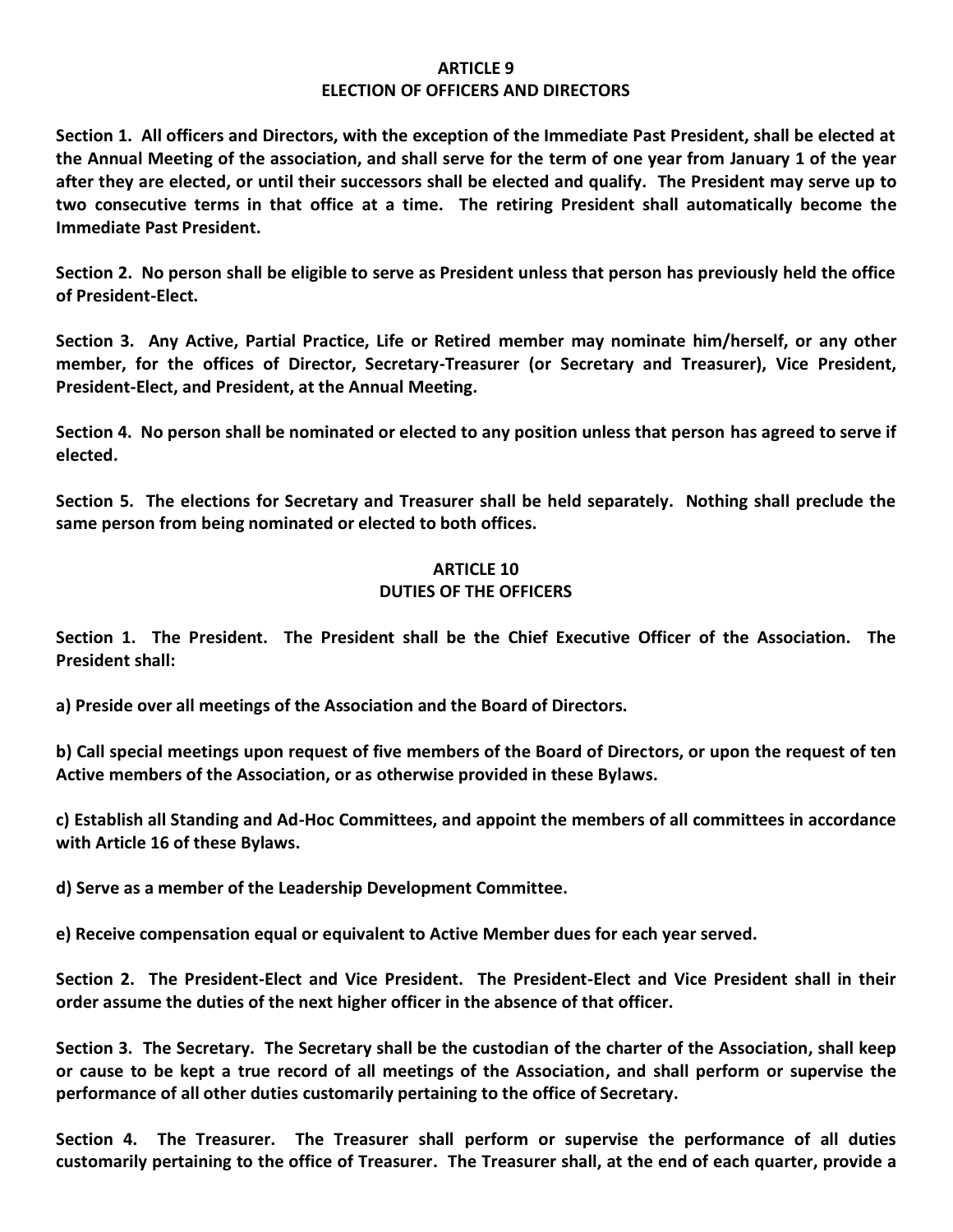## ARTICLE 9
## ELECTION OF OFFICERS AND DIRECTORS

**Section 1. All officers and Directors, with the exception of the Immediate Past President, shall be elected at the Annual Meeting of the association, and shall serve for the term of one year from January 1 of the year after they are elected, or until their successors shall be elected and qualify. The President may serve up to two consecutive terms in that office at a time. The retiring President shall automatically become the Immediate Past President.**

**Section 2. No person shall be eligible to serve as President unless that person has previously held the office of President-Elect.**

**Section 3. Any Active, Partial Practice, Life or Retired member may nominate him/herself, or any other member, for the offices of Director, Secretary-Treasurer (or Secretary and Treasurer), Vice President, President-Elect, and President, at the Annual Meeting.**

**Section 4. No person shall be nominated or elected to any position unless that person has agreed to serve if elected.**

**Section 5. The elections for Secretary and Treasurer shall be held separately. Nothing shall preclude the same person from being nominated or elected to both offices.**

## ARTICLE 10
## DUTIES OF THE OFFICERS

**Section 1. The President. The President shall be the Chief Executive Officer of the Association. The President shall:**

**a) Preside over all meetings of the Association and the Board of Directors.**

**b) Call special meetings upon request of five members of the Board of Directors, or upon the request of ten Active members of the Association, or as otherwise provided in these Bylaws.**

**c) Establish all Standing and Ad-Hoc Committees, and appoint the members of all committees in accordance with Article 16 of these Bylaws.**

**d) Serve as a member of the Leadership Development Committee.**

**e) Receive compensation equal or equivalent to Active Member dues for each year served.**

**Section 2. The President-Elect and Vice President. The President-Elect and Vice President shall in their order assume the duties of the next higher officer in the absence of that officer.**

**Section 3. The Secretary. The Secretary shall be the custodian of the charter of the Association, shall keep or cause to be kept a true record of all meetings of the Association, and shall perform or supervise the performance of all other duties customarily pertaining to the office of Secretary.**

**Section 4. The Treasurer. The Treasurer shall perform or supervise the performance of all duties customarily pertaining to the office of Treasurer. The Treasurer shall, at the end of each quarter, provide a**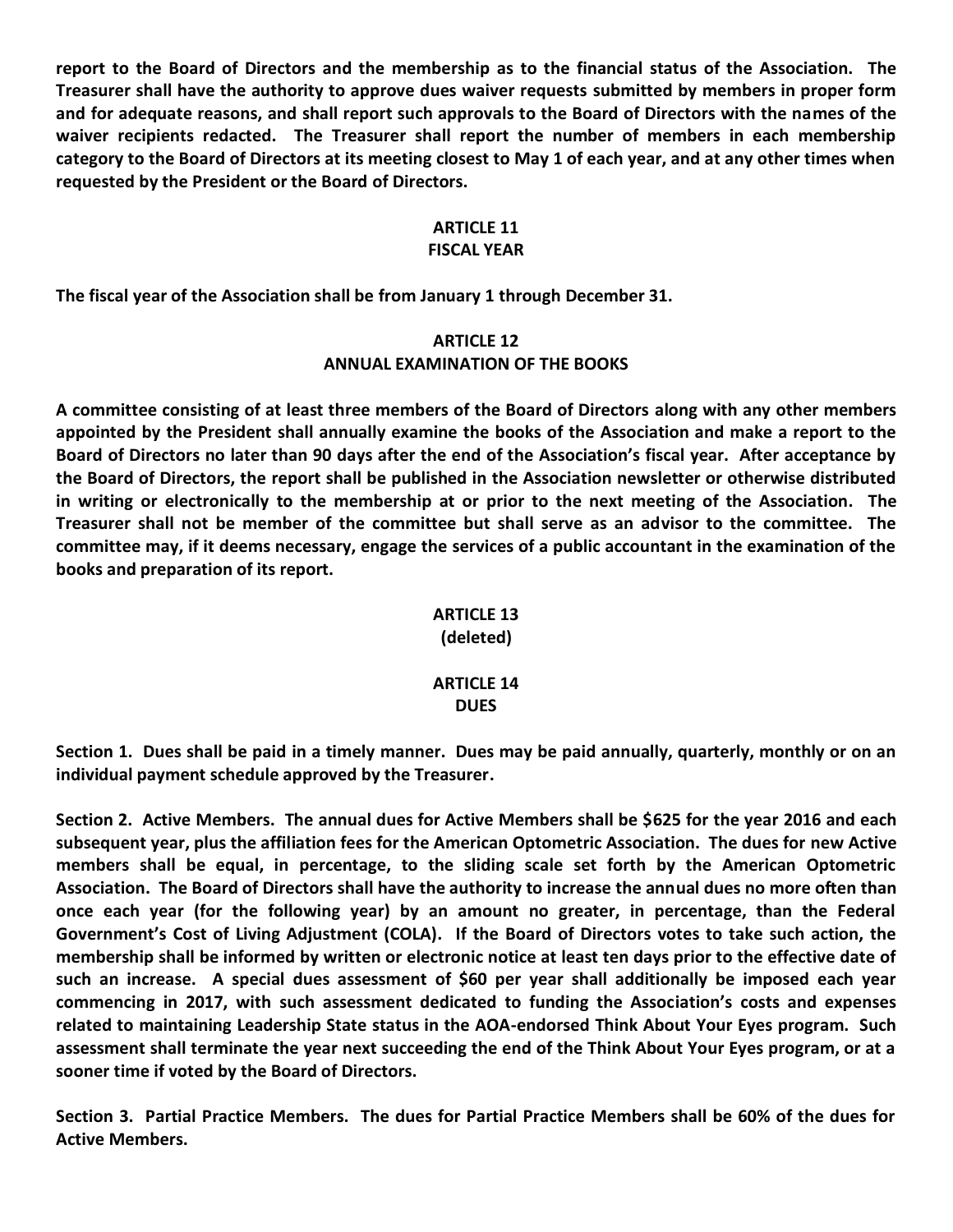**report to the Board of Directors and the membership as to the financial status of the Association. The Treasurer shall have the authority to approve dues waiver requests submitted by members in proper form and for adequate reasons, and shall report such approvals to the Board of Directors with the names of the waiver recipients redacted. The Treasurer shall report the number of members in each membership category to the Board of Directors at its meeting closest to May 1 of each year, and at any other times when requested by the President or the Board of Directors.**

## ARTICLE 11
## FISCAL YEAR

**The fiscal year of the Association shall be from January 1 through December 31.**

## ARTICLE 12
## ANNUAL EXAMINATION OF THE BOOKS

**A committee consisting of at least three members of the Board of Directors along with any other members appointed by the President shall annually examine the books of the Association and make a report to the Board of Directors no later than 90 days after the end of the Association's fiscal year. After acceptance by the Board of Directors, the report shall be published in the Association newsletter or otherwise distributed in writing or electronically to the membership at or prior to the next meeting of the Association. The Treasurer shall not be member of the committee but shall serve as an advisor to the committee. The committee may, if it deems necessary, engage the services of a public accountant in the examination of the books and preparation of its report.**

## ARTICLE 13
## (deleted)

## ARTICLE 14
## DUES

**Section 1. Dues shall be paid in a timely manner. Dues may be paid annually, quarterly, monthly or on an individual payment schedule approved by the Treasurer.**

**Section 2. Active Members. The annual dues for Active Members shall be $625 for the year 2016 and each subsequent year, plus the affiliation fees for the American Optometric Association. The dues for new Active members shall be equal, in percentage, to the sliding scale set forth by the American Optometric Association. The Board of Directors shall have the authority to increase the annual dues no more often than once each year (for the following year) by an amount no greater, in percentage, than the Federal Government's Cost of Living Adjustment (COLA). If the Board of Directors votes to take such action, the membership shall be informed by written or electronic notice at least ten days prior to the effective date of such an increase. A special dues assessment of $60 per year shall additionally be imposed each year commencing in 2017, with such assessment dedicated to funding the Association's costs and expenses related to maintaining Leadership State status in the AOA-endorsed Think About Your Eyes program. Such assessment shall terminate the year next succeeding the end of the Think About Your Eyes program, or at a sooner time if voted by the Board of Directors.**

**Section 3. Partial Practice Members. The dues for Partial Practice Members shall be 60% of the dues for Active Members.**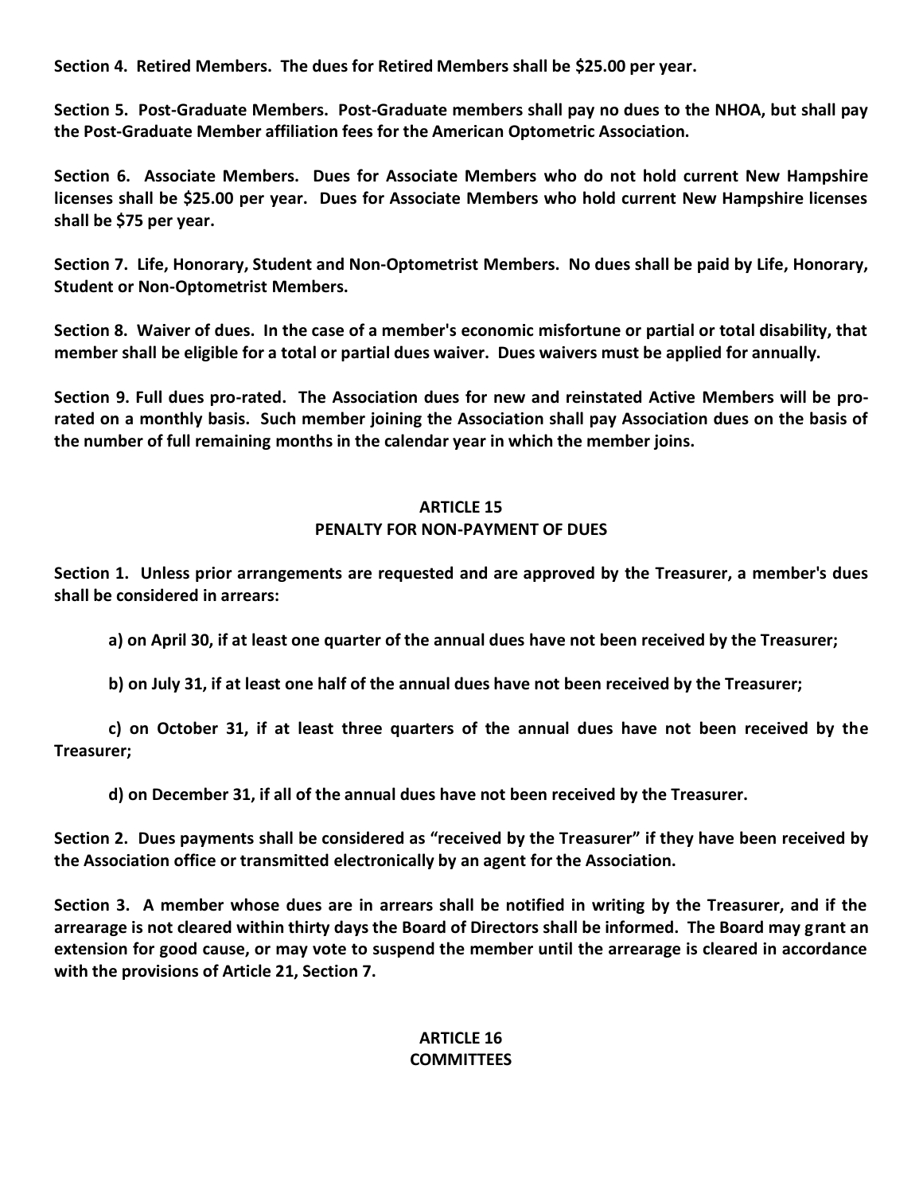**Section 4. Retired Members. The dues for Retired Members shall be $25.00 per year.**

**Section 5. Post-Graduate Members. Post-Graduate members shall pay no dues to the NHOA, but shall pay the Post-Graduate Member affiliation fees for the American Optometric Association.**

**Section 6. Associate Members. Dues for Associate Members who do not hold current New Hampshire licenses shall be $25.00 per year. Dues for Associate Members who hold current New Hampshire licenses shall be $75 per year.**

**Section 7. Life, Honorary, Student and Non-Optometrist Members. No dues shall be paid by Life, Honorary, Student or Non-Optometrist Members.**

**Section 8. Waiver of dues. In the case of a member's economic misfortune or partial or total disability, that member shall be eligible for a total or partial dues waiver. Dues waivers must be applied for annually.**

**Section 9. Full dues pro-rated. The Association dues for new and reinstated Active Members will be pro-rated on a monthly basis. Such member joining the Association shall pay Association dues on the basis of the number of full remaining months in the calendar year in which the member joins.**

## ARTICLE 15
## PENALTY FOR NON-PAYMENT OF DUES

**Section 1. Unless prior arrangements are requested and are approved by the Treasurer, a member's dues shall be considered in arrears:**

**a) on April 30, if at least one quarter of the annual dues have not been received by the Treasurer;**

**b) on July 31, if at least one half of the annual dues have not been received by the Treasurer;**

**c) on October 31, if at least three quarters of the annual dues have not been received by the Treasurer;**

**d) on December 31, if all of the annual dues have not been received by the Treasurer.**

**Section 2. Dues payments shall be considered as "received by the Treasurer" if they have been received by the Association office or transmitted electronically by an agent for the Association.**

**Section 3. A member whose dues are in arrears shall be notified in writing by the Treasurer, and if the arrearage is not cleared within thirty days the Board of Directors shall be informed. The Board may grant an extension for good cause, or may vote to suspend the member until the arrearage is cleared in accordance with the provisions of Article 21, Section 7.**

## ARTICLE 16
## COMMITTEES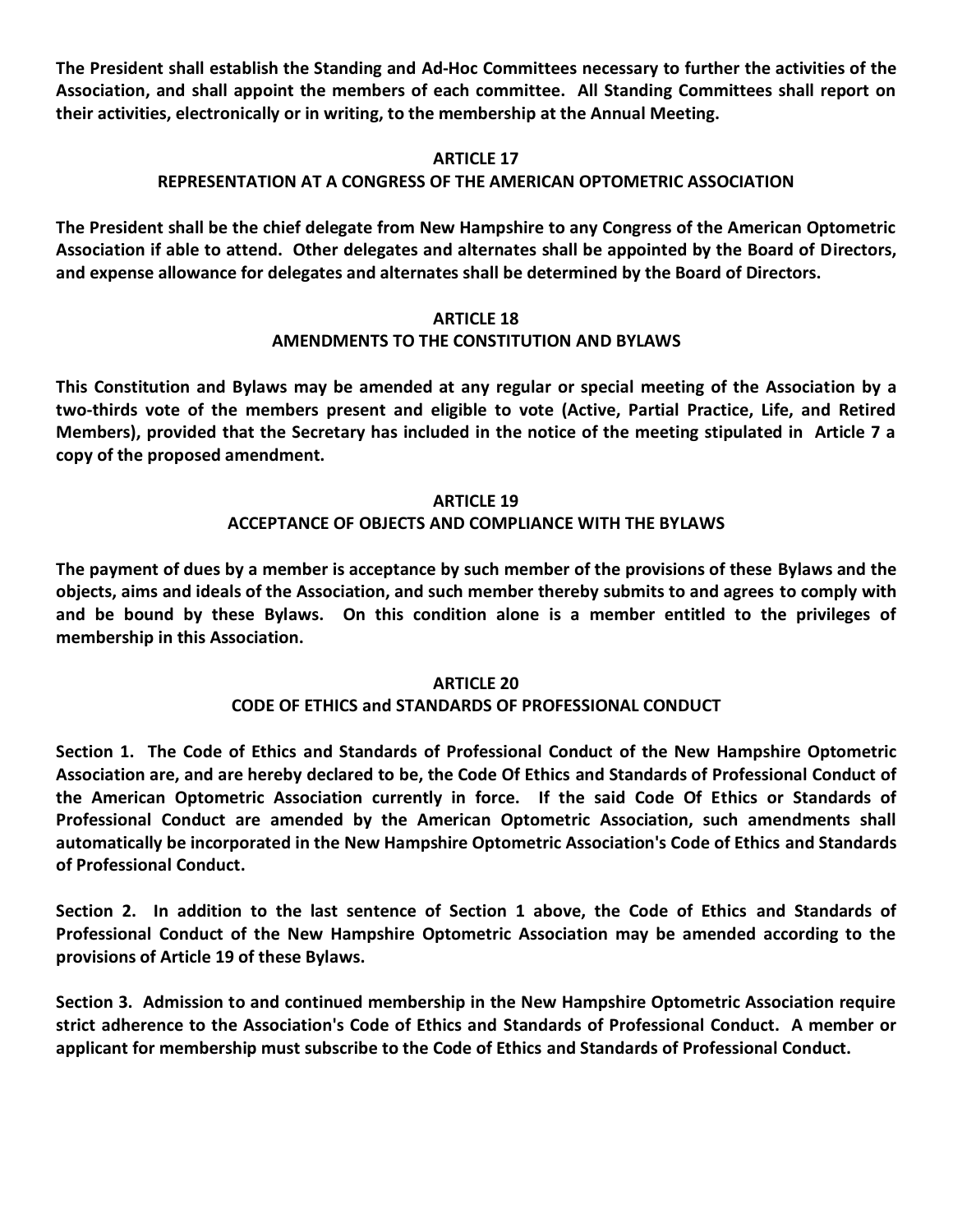**The President shall establish the Standing and Ad-Hoc Committees necessary to further the activities of the Association, and shall appoint the members of each committee. All Standing Committees shall report on their activities, electronically or in writing, to the membership at the Annual Meeting.**

## ARTICLE 17
## REPRESENTATION AT A CONGRESS OF THE AMERICAN OPTOMETRIC ASSOCIATION

**The President shall be the chief delegate from New Hampshire to any Congress of the American Optometric Association if able to attend. Other delegates and alternates shall be appointed by the Board of Directors, and expense allowance for delegates and alternates shall be determined by the Board of Directors.**

## ARTICLE 18
## AMENDMENTS TO THE CONSTITUTION AND BYLAWS

**This Constitution and Bylaws may be amended at any regular or special meeting of the Association by a two-thirds vote of the members present and eligible to vote (Active, Partial Practice, Life, and Retired Members), provided that the Secretary has included in the notice of the meeting stipulated in Article 7 a copy of the proposed amendment.**

## ARTICLE 19
## ACCEPTANCE OF OBJECTS AND COMPLIANCE WITH THE BYLAWS

**The payment of dues by a member is acceptance by such member of the provisions of these Bylaws and the objects, aims and ideals of the Association, and such member thereby submits to and agrees to comply with and be bound by these Bylaws. On this condition alone is a member entitled to the privileges of membership in this Association.**

## ARTICLE 20
## CODE OF ETHICS and STANDARDS OF PROFESSIONAL CONDUCT

**Section 1. The Code of Ethics and Standards of Professional Conduct of the New Hampshire Optometric Association are, and are hereby declared to be, the Code Of Ethics and Standards of Professional Conduct of the American Optometric Association currently in force. If the said Code Of Ethics or Standards of Professional Conduct are amended by the American Optometric Association, such amendments shall automatically be incorporated in the New Hampshire Optometric Association's Code of Ethics and Standards of Professional Conduct.**

**Section 2. In addition to the last sentence of Section 1 above, the Code of Ethics and Standards of Professional Conduct of the New Hampshire Optometric Association may be amended according to the provisions of Article 19 of these Bylaws.**

**Section 3. Admission to and continued membership in the New Hampshire Optometric Association require strict adherence to the Association's Code of Ethics and Standards of Professional Conduct. A member or applicant for membership must subscribe to the Code of Ethics and Standards of Professional Conduct.**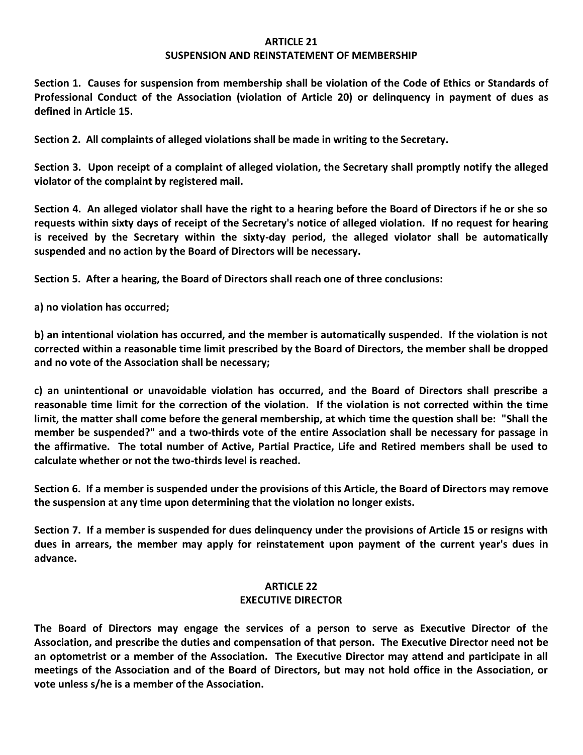## ARTICLE 21
## SUSPENSION AND REINSTATEMENT OF MEMBERSHIP

**Section 1. Causes for suspension from membership shall be violation of the Code of Ethics or Standards of Professional Conduct of the Association (violation of Article 20) or delinquency in payment of dues as defined in Article 15.**

**Section 2. All complaints of alleged violations shall be made in writing to the Secretary.**

**Section 3. Upon receipt of a complaint of alleged violation, the Secretary shall promptly notify the alleged violator of the complaint by registered mail.**

**Section 4. An alleged violator shall have the right to a hearing before the Board of Directors if he or she so requests within sixty days of receipt of the Secretary's notice of alleged violation. If no request for hearing is received by the Secretary within the sixty-day period, the alleged violator shall be automatically suspended and no action by the Board of Directors will be necessary.**

**Section 5. After a hearing, the Board of Directors shall reach one of three conclusions:**

**a) no violation has occurred;**

**b) an intentional violation has occurred, and the member is automatically suspended. If the violation is not corrected within a reasonable time limit prescribed by the Board of Directors, the member shall be dropped and no vote of the Association shall be necessary;**

**c) an unintentional or unavoidable violation has occurred, and the Board of Directors shall prescribe a reasonable time limit for the correction of the violation. If the violation is not corrected within the time limit, the matter shall come before the general membership, at which time the question shall be: "Shall the member be suspended?" and a two-thirds vote of the entire Association shall be necessary for passage in the affirmative. The total number of Active, Partial Practice, Life and Retired members shall be used to calculate whether or not the two-thirds level is reached.**

**Section 6. If a member is suspended under the provisions of this Article, the Board of Directors may remove the suspension at any time upon determining that the violation no longer exists.**

**Section 7. If a member is suspended for dues delinquency under the provisions of Article 15 or resigns with dues in arrears, the member may apply for reinstatement upon payment of the current year's dues in advance.**

## ARTICLE 22
## EXECUTIVE DIRECTOR

**The Board of Directors may engage the services of a person to serve as Executive Director of the Association, and prescribe the duties and compensation of that person. The Executive Director need not be an optometrist or a member of the Association. The Executive Director may attend and participate in all meetings of the Association and of the Board of Directors, but may not hold office in the Association, or vote unless s/he is a member of the Association.**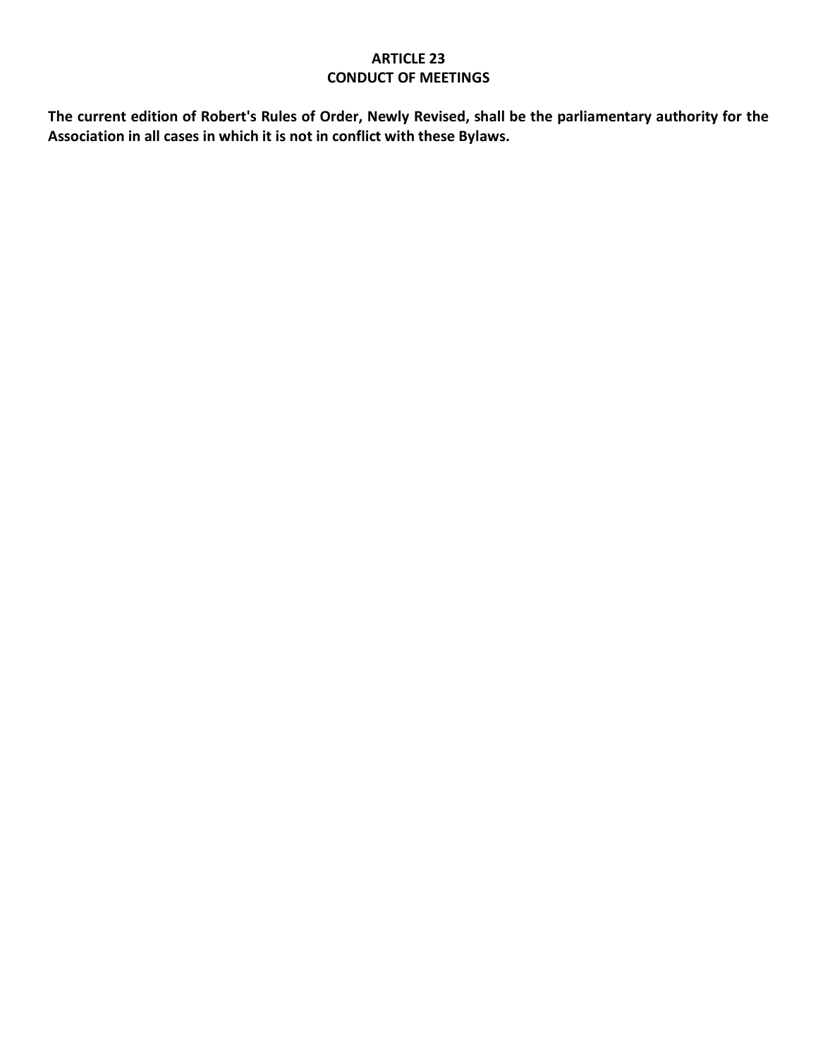## ARTICLE 23
## CONDUCT OF MEETINGS

**The current edition of Robert's Rules of Order, Newly Revised, shall be the parliamentary authority for the Association in all cases in which it is not in conflict with these Bylaws.**